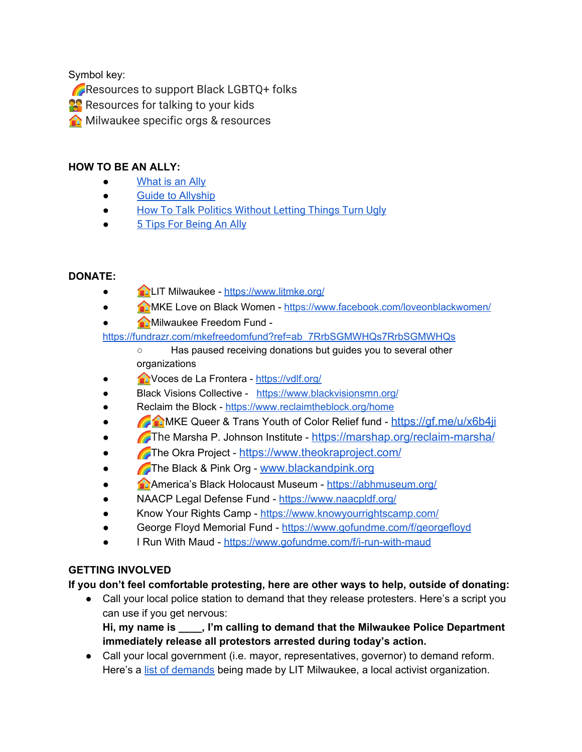Symbol key:
🌈Resources to support Black LGBTQ+ folks
👨‍👧 Resources for talking to your kids
🏠 Milwaukee specific orgs & resources

**HOW TO BE AN ALLY:**

- [What is an Ally](#)
- [Guide to Allyship](#)
- [How To Talk Politics Without Letting Things Turn Ugly](#)
- [5 Tips For Being An Ally](#)

**DONATE:**

- 🏠LIT Milwaukee - https://www.litmke.org/
- 🏠MKE Love on Black Women - https://www.facebook.com/loveonblackwomen/
- 🏠Milwaukee Freedom Fund - https://fundrazr.com/mkefreedomfund?ref=ab_7RrbSGMWHQs7RrbSGMWHQs
  - Has paused receiving donations but guides you to several other organizations
- 🏠Voces de La Frontera - https://vdlf.org/
- Black Visions Collective - https://www.blackvisionsmn.org/
- Reclaim the Block - https://www.reclaimtheblock.org/home
- 🌈🏠MKE Queer & Trans Youth of Color Relief fund - https://gf.me/u/x6b4ji
- 🌈The Marsha P. Johnson Institute - https://marshap.org/reclaim-marsha/
- 🌈The Okra Project - https://www.theokraproject.com/
- 🌈The Black & Pink Org - www.blackandpink.org
- 🏠America's Black Holocaust Museum - https://abhmuseum.org/
- NAACP Legal Defense Fund - https://www.naacpldf.org/
- Know Your Rights Camp - https://www.knowyourrightscamp.com/
- George Floyd Memorial Fund - https://www.gofundme.com/f/georgefloyd
- I Run With Maud - https://www.gofundme.com/f/i-run-with-maud

**GETTING INVOLVED**

**If you don't feel comfortable protesting, here are other ways to help, outside of donating:**

- Call your local police station to demand that they release protesters. Here's a script you can use if you get nervous:
  **Hi, my name is ____, I'm calling to demand that the Milwaukee Police Department immediately release all protestors arrested during today's action.**
- Call your local government (i.e. mayor, representatives, governor) to demand reform. Here's a [list of demands](#) being made by LIT Milwaukee, a local activist organization.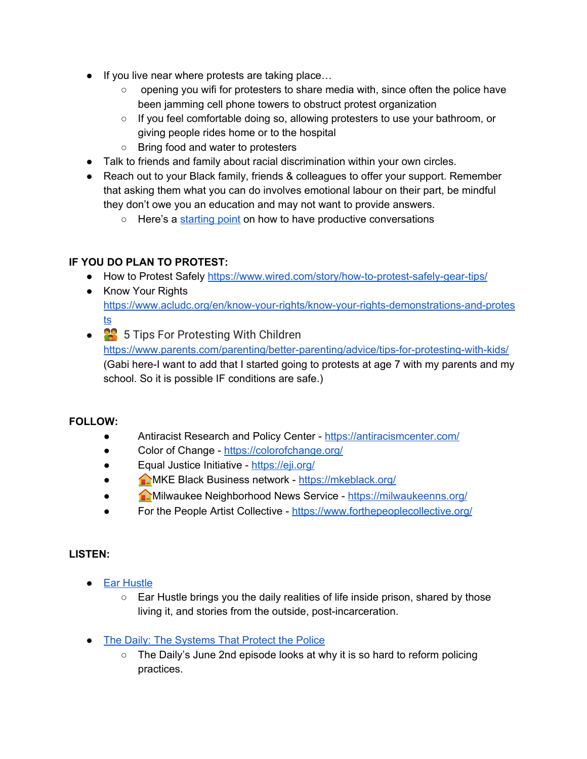- If you live near where protests are taking place…
  - opening you wifi for protesters to share media with, since often the police have been jamming cell phone towers to obstruct protest organization
  - If you feel comfortable doing so, allowing protesters to use your bathroom, or giving people rides home or to the hospital
  - Bring food and water to protesters
- Talk to friends and family about racial discrimination within your own circles.
- Reach out to your Black family, friends & colleagues to offer your support. Remember that asking them what you can do involves emotional labour on their part, be mindful they don't owe you an education and may not want to provide answers.
  - Here's a starting point on how to have productive conversations

**IF YOU DO PLAN TO PROTEST:**

- How to Protest Safely https://www.wired.com/story/how-to-protest-safely-gear-tips/
- Know Your Rights https://www.acludc.org/en/know-your-rights/know-your-rights-demonstrations-and-protests
- 👫 5 Tips For Protesting With Children https://www.parents.com/parenting/better-parenting/advice/tips-for-protesting-with-kids/ (Gabi here-I want to add that I started going to protests at age 7 with my parents and my school. So it is possible IF conditions are safe.)

**FOLLOW:**

- Antiracist Research and Policy Center - https://antiracismcenter.com/
- Color of Change - https://colorofchange.org/
- Equal Justice Initiative - https://eji.org/
- 🏠MKE Black Business network - https://mkeblack.org/
- 🏠Milwaukee Neighborhood News Service - https://milwaukeenns.org/
- For the People Artist Collective - https://www.forthepeoplecollective.org/

**LISTEN:**

- Ear Hustle
  - Ear Hustle brings you the daily realities of life inside prison, shared by those living it, and stories from the outside, post-incarceration.
- The Daily: The Systems That Protect the Police
  - The Daily's June 2nd episode looks at why it is so hard to reform policing practices.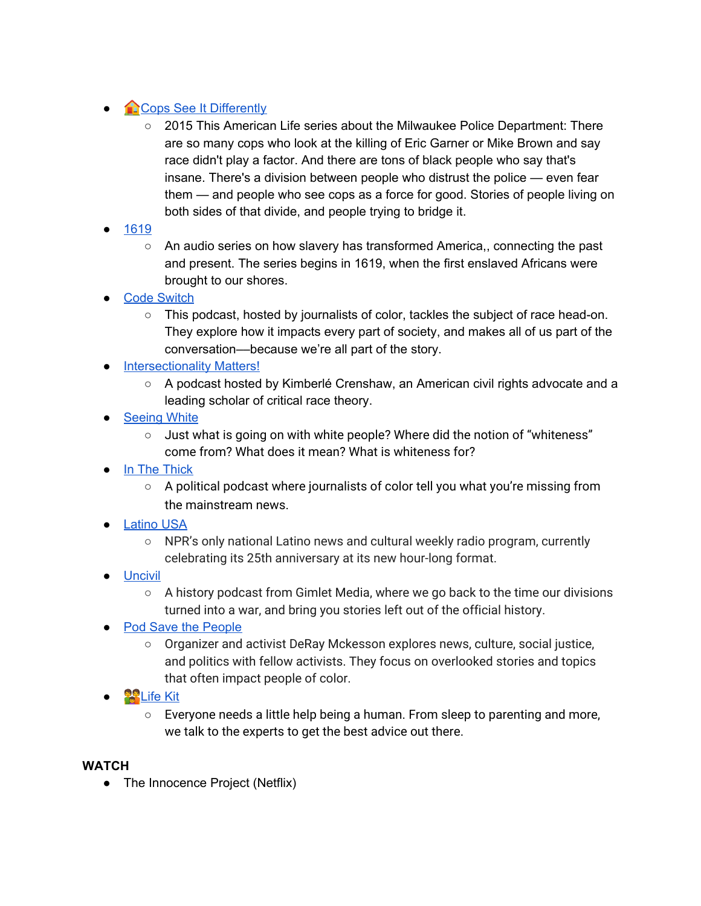- 🏠Cops See It Differently
    - 2015 This American Life series about the Milwaukee Police Department: There are so many cops who look at the killing of Eric Garner or Mike Brown and say race didn't play a factor. And there are tons of black people who say that's insane. There's a division between people who distrust the police — even fear them — and people who see cops as a force for good. Stories of people living on both sides of that divide, and people trying to bridge it.
- 1619
    - An audio series on how slavery has transformed America,, connecting the past and present. The series begins in 1619, when the first enslaved Africans were brought to our shores.
- Code Switch
    - This podcast, hosted by journalists of color, tackles the subject of race head-on. They explore how it impacts every part of society, and makes all of us part of the conversation—because we're all part of the story.
- Intersectionality Matters!
    - A podcast hosted by Kimberlé Crenshaw, an American civil rights advocate and a leading scholar of critical race theory.
- Seeing White
    - Just what is going on with white people? Where did the notion of "whiteness" come from? What does it mean? What is whiteness for?
- In The Thick
    - A political podcast where journalists of color tell you what you're missing from the mainstream news.
- Latino USA
    - NPR's only national Latino news and cultural weekly radio program, currently celebrating its 25th anniversary at its new hour-long format.
- Uncivil
    - A history podcast from Gimlet Media, where we go back to the time our divisions turned into a war, and bring you stories left out of the official history.
- Pod Save the People
    - Organizer and activist DeRay Mckesson explores news, culture, social justice, and politics with fellow activists. They focus on overlooked stories and topics that often impact people of color.
- 👫Life Kit
    - Everyone needs a little help being a human. From sleep to parenting and more, we talk to the experts to get the best advice out there.

**WATCH**

- The Innocence Project (Netflix)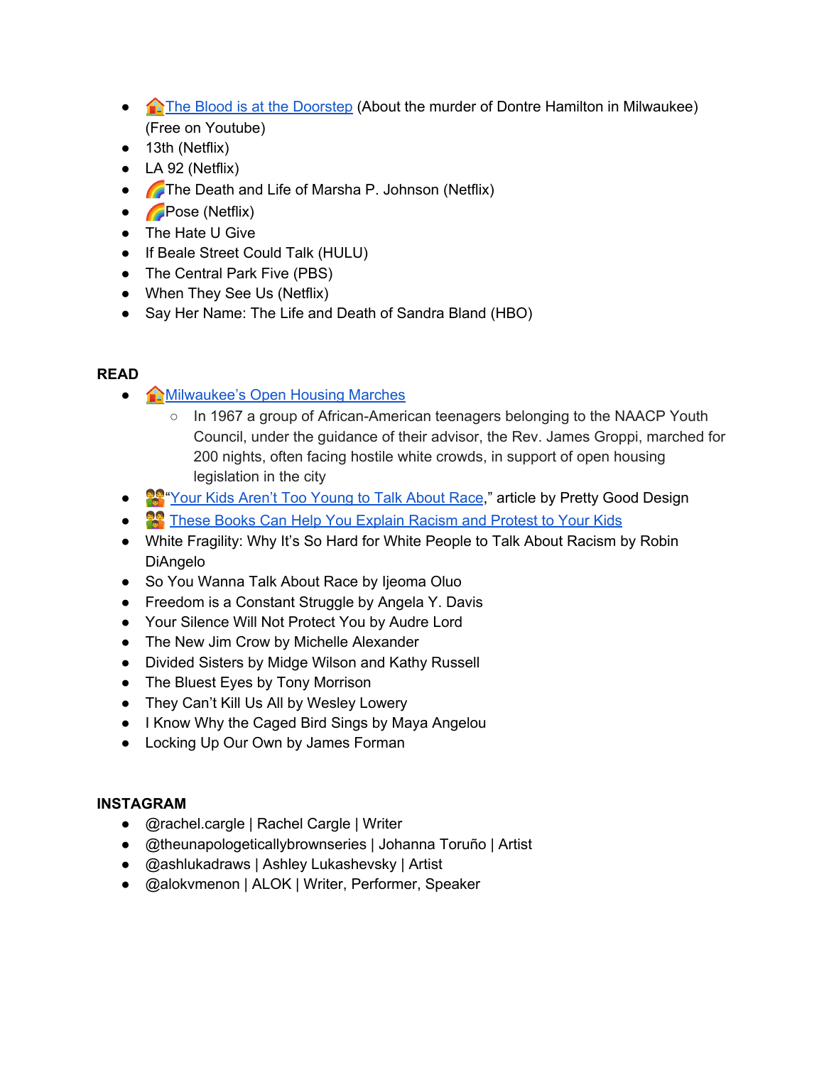- 🏠[The Blood is at the Doorstep] (About the murder of Dontre Hamilton in Milwaukee) (Free on Youtube)
- 13th (Netflix)
- LA 92 (Netflix)
- 🌈The Death and Life of Marsha P. Johnson (Netflix)
- 🌈Pose (Netflix)
- The Hate U Give
- If Beale Street Could Talk (HULU)
- The Central Park Five (PBS)
- When They See Us (Netflix)
- Say Her Name: The Life and Death of Sandra Bland (HBO)

**READ**

- 🏠Milwaukee's Open Housing Marches
  - In 1967 a group of African-American teenagers belonging to the NAACP Youth Council, under the guidance of their advisor, the Rev. James Groppi, marched for 200 nights, often facing hostile white crowds, in support of open housing legislation in the city
- 👨‍👩‍👧‍👦"Your Kids Aren't Too Young to Talk About Race," article by Pretty Good Design
- 👨‍👩‍👧‍👦 These Books Can Help You Explain Racism and Protest to Your Kids
- White Fragility: Why It's So Hard for White People to Talk About Racism by Robin DiAngelo
- So You Wanna Talk About Race by Ijeoma Oluo
- Freedom is a Constant Struggle by Angela Y. Davis
- Your Silence Will Not Protect You by Audre Lord
- The New Jim Crow by Michelle Alexander
- Divided Sisters by Midge Wilson and Kathy Russell
- The Bluest Eyes by Tony Morrison
- They Can't Kill Us All by Wesley Lowery
- I Know Why the Caged Bird Sings by Maya Angelou
- Locking Up Our Own by James Forman

**INSTAGRAM**

- @rachel.cargle | Rachel Cargle | Writer
- @theunapologeticallybrownseries | Johanna Toruño | Artist
- @ashlukadraws | Ashley Lukashevsky | Artist
- @alokvmenon | ALOK | Writer, Performer, Speaker